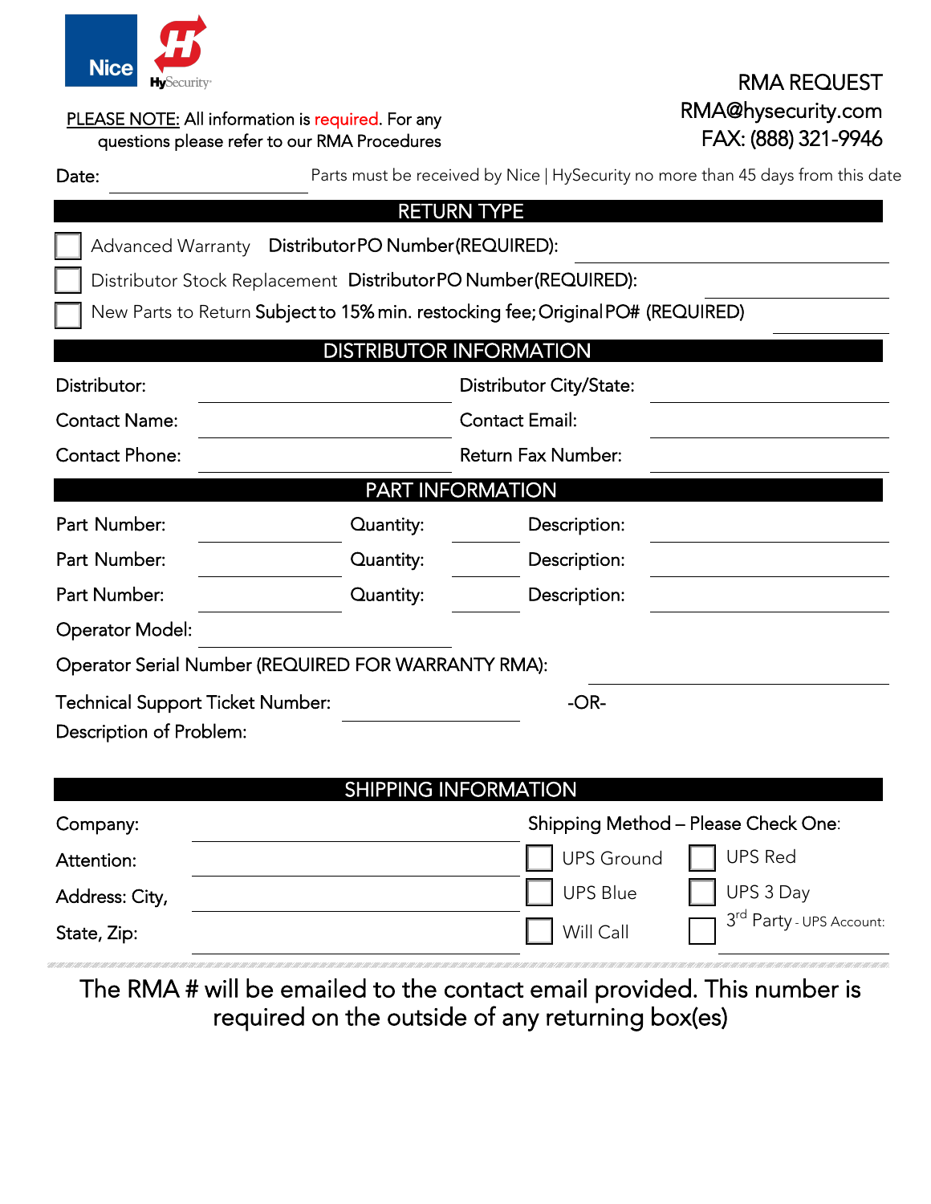Nice HySecurity

# RMA REQUEST

RMA@hysecurity.com

FAX: (888) 321-9946

PLEASE NOTE: All information is required. For any questions please refer to our RMA Procedures

Date: ____________ Parts must be received by Nice | HySecurity no more than 45 days from this date

## RETURN TYPE

- ☐ Advanced Warranty **Distributor PO Number (REQUIRED):** ____________
- ☐ Distributor Stock Replacement **Distributor PO Number (REQUIRED):** ____________
- ☐ New Parts to Return **Subject to 15% min. restocking fee; Original PO# (REQUIRED)** ____________

## DISTRIBUTOR INFORMATION

| | | | |
|---|---|---|---|
| Distributor: | | Distributor City/State: | |
| Contact Name: | | Contact Email: | |
| Contact Phone: | | Return Fax Number: | |

## PART INFORMATION

| | | | | | |
|---|---|---|---|---|---|
| Part Number: | | Quantity: | | Description: | |
| Part Number: | | Quantity: | | Description: | |
| Part Number: | | Quantity: | | Description: | |

Operator Model: ____________

Operator Serial Number (REQUIRED FOR WARRANTY RMA): ____________

Technical Support Ticket Number: ____________ -OR-

Description of Problem:

## SHIPPING INFORMATION

Company: ____________

Attention: ____________

Address: City, ____________

State, Zip: ____________

Shipping Method – Please Check One:

- ☐ UPS Ground
- ☐ UPS Red
- ☐ UPS Blue
- ☐ UPS 3 Day
- ☐ Will Call
- ☐ 3rd Party - UPS Account: ____________

The RMA # will be emailed to the contact email provided. This number is required on the outside of any returning box(es)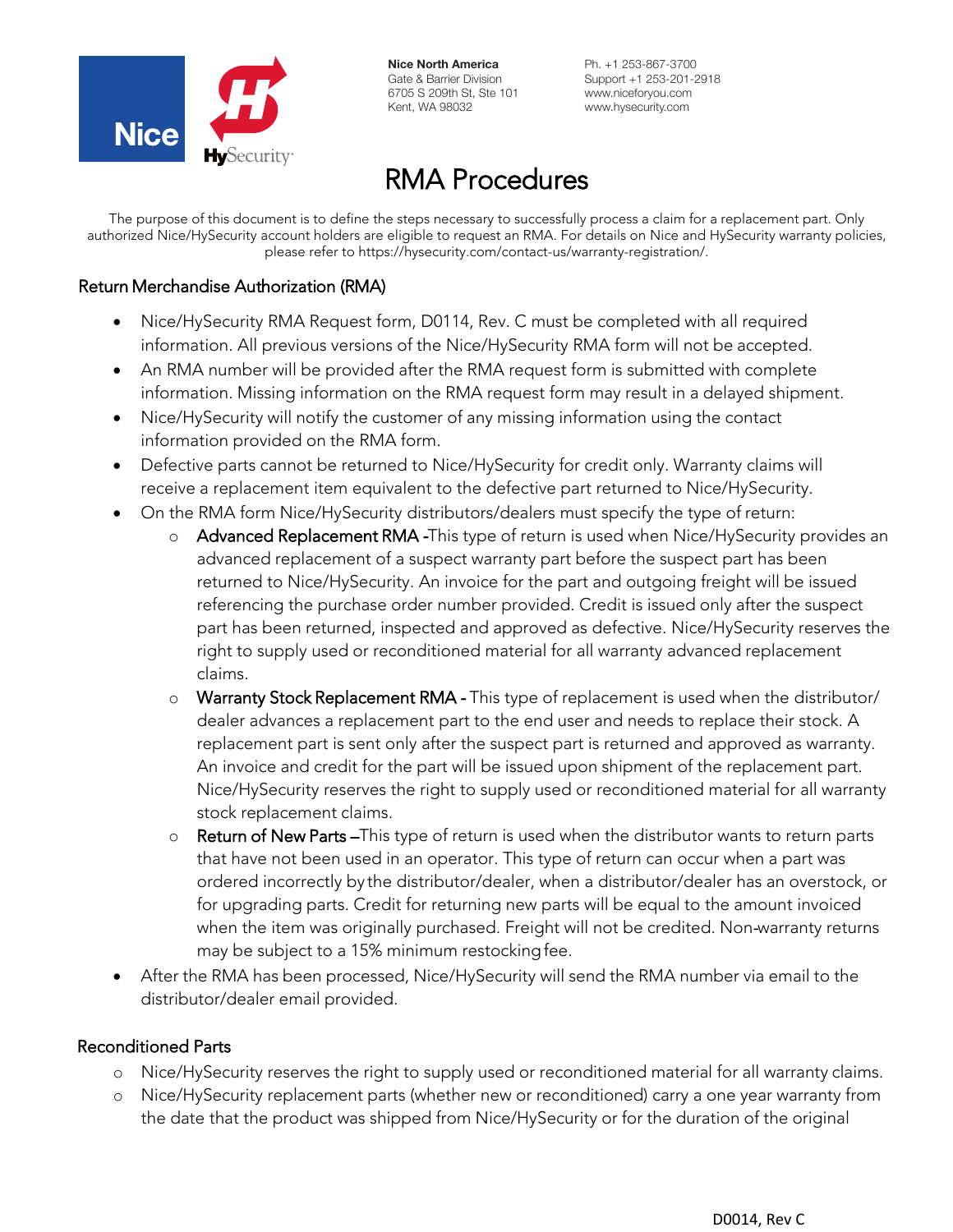**Nice North America**
Gate & Barrier Division
6705 S 209th St, Ste 101
Kent, WA 98032

Ph. +1 253-867-3700
Support +1 253-201-2918
www.niceforyou.com
www.hysecurity.com

# RMA Procedures

The purpose of this document is to define the steps necessary to successfully process a claim for a replacement part. Only authorized Nice/HySecurity account holders are eligible to request an RMA. For details on Nice and HySecurity warranty policies, please refer to https://hysecurity.com/contact-us/warranty-registration/.

## Return Merchandise Authorization (RMA)

- Nice/HySecurity RMA Request form, D0114, Rev. C must be completed with all required information. All previous versions of the Nice/HySecurity RMA form will not be accepted.
- An RMA number will be provided after the RMA request form is submitted with complete information. Missing information on the RMA request form may result in a delayed shipment.
- Nice/HySecurity will notify the customer of any missing information using the contact information provided on the RMA form.
- Defective parts cannot be returned to Nice/HySecurity for credit only. Warranty claims will receive a replacement item equivalent to the defective part returned to Nice/HySecurity.
- On the RMA form Nice/HySecurity distributors/dealers must specify the type of return:
    - Advanced Replacement RMA -This type of return is used when Nice/HySecurity provides an advanced replacement of a suspect warranty part before the suspect part has been returned to Nice/HySecurity. An invoice for the part and outgoing freight will be issued referencing the purchase order number provided. Credit is issued only after the suspect part has been returned, inspected and approved as defective. Nice/HySecurity reserves the right to supply used or reconditioned material for all warranty advanced replacement claims.
    - Warranty Stock Replacement RMA - This type of replacement is used when the distributor/ dealer advances a replacement part to the end user and needs to replace their stock. A replacement part is sent only after the suspect part is returned and approved as warranty. An invoice and credit for the part will be issued upon shipment of the replacement part. Nice/HySecurity reserves the right to supply used or reconditioned material for all warranty stock replacement claims.
    - Return of New Parts –This type of return is used when the distributor wants to return parts that have not been used in an operator. This type of return can occur when a part was ordered incorrectly by the distributor/dealer, when a distributor/dealer has an overstock, or for upgrading parts. Credit for returning new parts will be equal to the amount invoiced when the item was originally purchased. Freight will not be credited. Non-warranty returns may be subject to a 15% minimum restocking fee.
- After the RMA has been processed, Nice/HySecurity will send the RMA number via email to the distributor/dealer email provided.

## Reconditioned Parts

- Nice/HySecurity reserves the right to supply used or reconditioned material for all warranty claims.
- Nice/HySecurity replacement parts (whether new or reconditioned) carry a one year warranty from the date that the product was shipped from Nice/HySecurity or for the duration of the original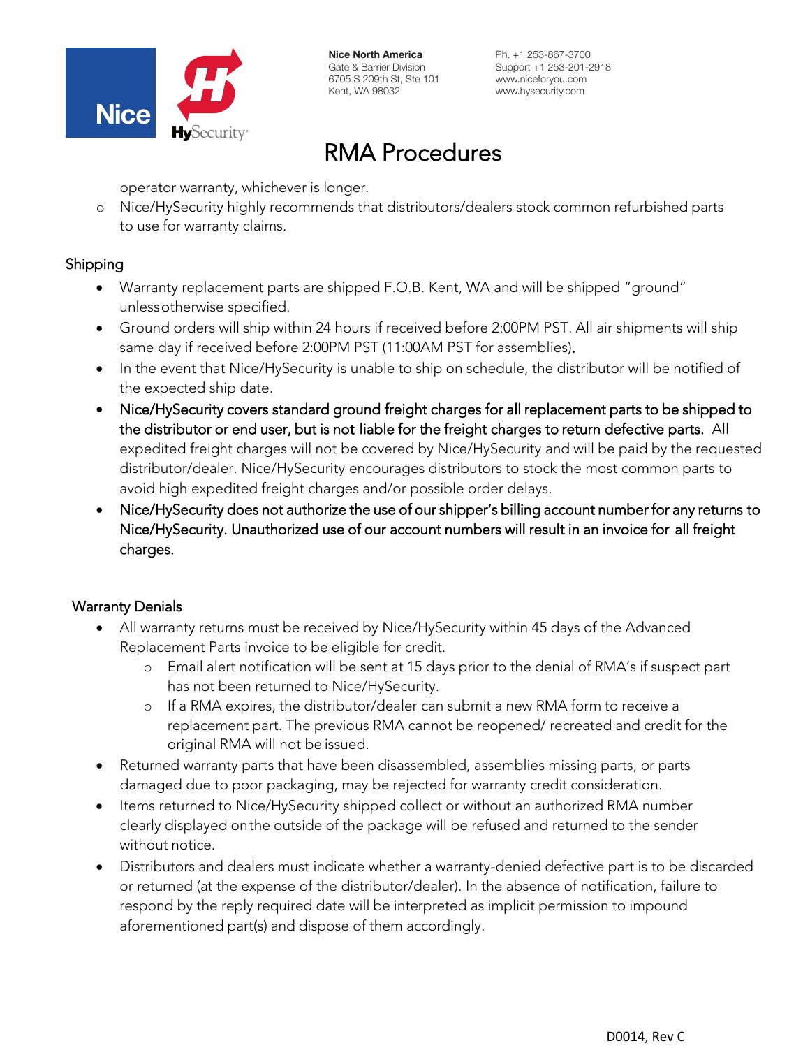operator warranty, whichever is longer.

  - Nice/HySecurity highly recommends that distributors/dealers stock common refurbished parts to use for warranty claims.

## Shipping

- Warranty replacement parts are shipped F.O.B. Kent, WA and will be shipped "ground" unless otherwise specified.
- Ground orders will ship within 24 hours if received before 2:00PM PST. All air shipments will ship same day if received before 2:00PM PST (11:00AM PST for assemblies).
- In the event that Nice/HySecurity is unable to ship on schedule, the distributor will be notified of the expected ship date.
- Nice/HySecurity covers standard ground freight charges for all replacement parts to be shipped to the distributor or end user, but is not liable for the freight charges to return defective parts. All expedited freight charges will not be covered by Nice/HySecurity and will be paid by the requested distributor/dealer. Nice/HySecurity encourages distributors to stock the most common parts to avoid high expedited freight charges and/or possible order delays.
- Nice/HySecurity does not authorize the use of our shipper's billing account number for any returns to Nice/HySecurity. Unauthorized use of our account numbers will result in an invoice for all freight charges.

## Warranty Denials

- All warranty returns must be received by Nice/HySecurity within 45 days of the Advanced Replacement Parts invoice to be eligible for credit.
  - Email alert notification will be sent at 15 days prior to the denial of RMA's if suspect part has not been returned to Nice/HySecurity.
  - If a RMA expires, the distributor/dealer can submit a new RMA form to receive a replacement part. The previous RMA cannot be reopened/ recreated and credit for the original RMA will not be issued.
- Returned warranty parts that have been disassembled, assemblies missing parts, or parts damaged due to poor packaging, may be rejected for warranty credit consideration.
- Items returned to Nice/HySecurity shipped collect or without an authorized RMA number clearly displayed on the outside of the package will be refused and returned to the sender without notice.
- Distributors and dealers must indicate whether a warranty-denied defective part is to be discarded or returned (at the expense of the distributor/dealer). In the absence of notification, failure to respond by the reply required date will be interpreted as implicit permission to impound aforementioned part(s) and dispose of them accordingly.